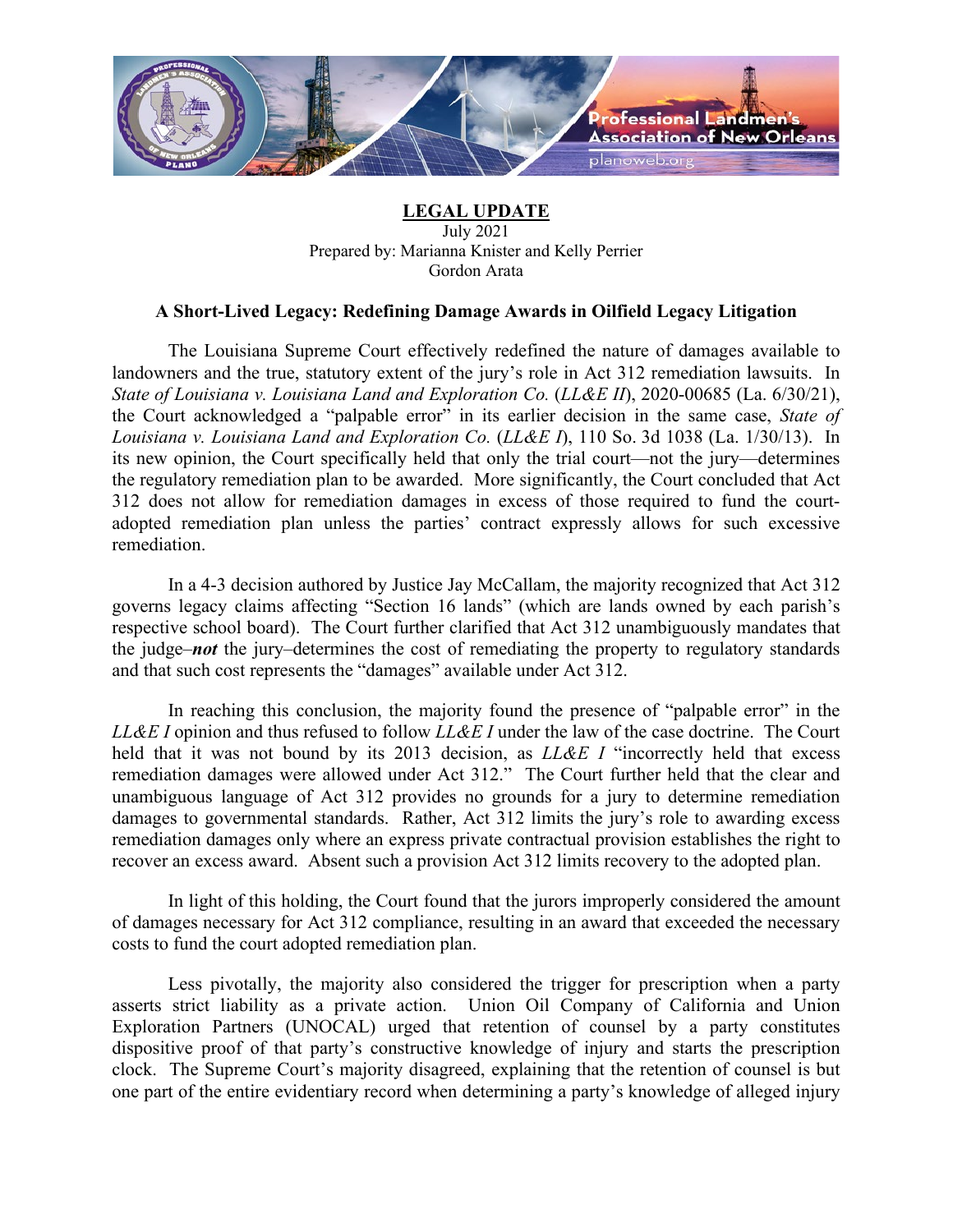**LEGAL UPDATE**

July 2021

Prepared by: Marianna Knister and Kelly Perrier

Gordon Arata

### A Short-Lived Legacy: Redefining Damage Awards in Oilfield Legacy Litigation

The Louisiana Supreme Court effectively redefined the nature of damages available to landowners and the true, statutory extent of the jury's role in Act 312 remediation lawsuits. In *State of Louisiana v. Louisiana Land and Exploration Co.* (*LL&E II*), 2020-00685 (La. 6/30/21), the Court acknowledged a "palpable error" in its earlier decision in the same case, *State of Louisiana v. Louisiana Land and Exploration Co.* (*LL&E I*), 110 So. 3d 1038 (La. 1/30/13). In its new opinion, the Court specifically held that only the trial court—not the jury—determines the regulatory remediation plan to be awarded. More significantly, the Court concluded that Act 312 does not allow for remediation damages in excess of those required to fund the court-adopted remediation plan unless the parties' contract expressly allows for such excessive remediation.

In a 4-3 decision authored by Justice Jay McCallam, the majority recognized that Act 312 governs legacy claims affecting "Section 16 lands" (which are lands owned by each parish's respective school board). The Court further clarified that Act 312 unambiguously mandates that the judge–***not*** the jury–determines the cost of remediating the property to regulatory standards and that such cost represents the "damages" available under Act 312.

In reaching this conclusion, the majority found the presence of "palpable error" in the *LL&E I* opinion and thus refused to follow *LL&E I* under the law of the case doctrine. The Court held that it was not bound by its 2013 decision, as *LL&E I* "incorrectly held that excess remediation damages were allowed under Act 312." The Court further held that the clear and unambiguous language of Act 312 provides no grounds for a jury to determine remediation damages to governmental standards. Rather, Act 312 limits the jury's role to awarding excess remediation damages only where an express private contractual provision establishes the right to recover an excess award. Absent such a provision Act 312 limits recovery to the adopted plan.

In light of this holding, the Court found that the jurors improperly considered the amount of damages necessary for Act 312 compliance, resulting in an award that exceeded the necessary costs to fund the court adopted remediation plan.

Less pivotally, the majority also considered the trigger for prescription when a party asserts strict liability as a private action. Union Oil Company of California and Union Exploration Partners (UNOCAL) urged that retention of counsel by a party constitutes dispositive proof of that party's constructive knowledge of injury and starts the prescription clock. The Supreme Court's majority disagreed, explaining that the retention of counsel is but one part of the entire evidentiary record when determining a party's knowledge of alleged injury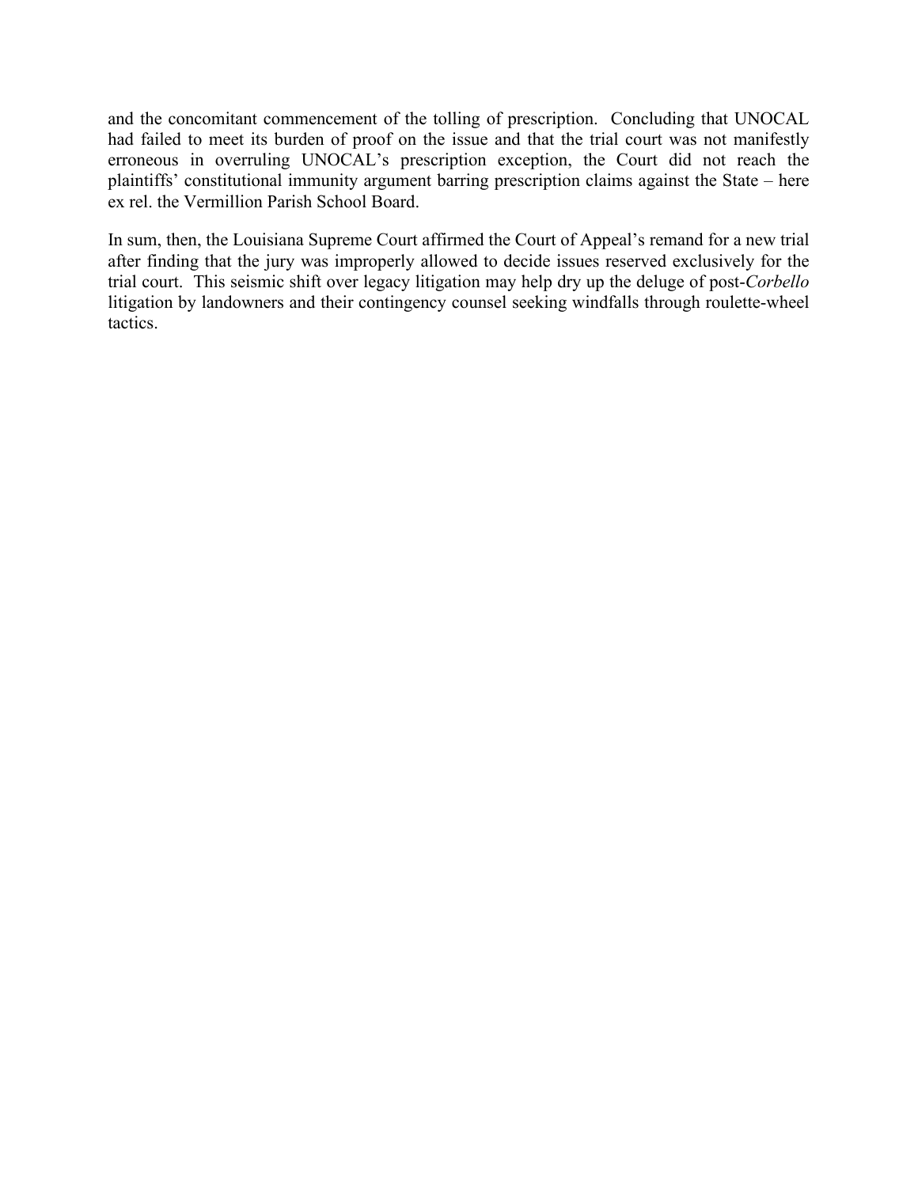and the concomitant commencement of the tolling of prescription. Concluding that UNOCAL had failed to meet its burden of proof on the issue and that the trial court was not manifestly erroneous in overruling UNOCAL's prescription exception, the Court did not reach the plaintiffs' constitutional immunity argument barring prescription claims against the State – here ex rel. the Vermillion Parish School Board.

In sum, then, the Louisiana Supreme Court affirmed the Court of Appeal's remand for a new trial after finding that the jury was improperly allowed to decide issues reserved exclusively for the trial court. This seismic shift over legacy litigation may help dry up the deluge of post-*Corbello* litigation by landowners and their contingency counsel seeking windfalls through roulette-wheel tactics.